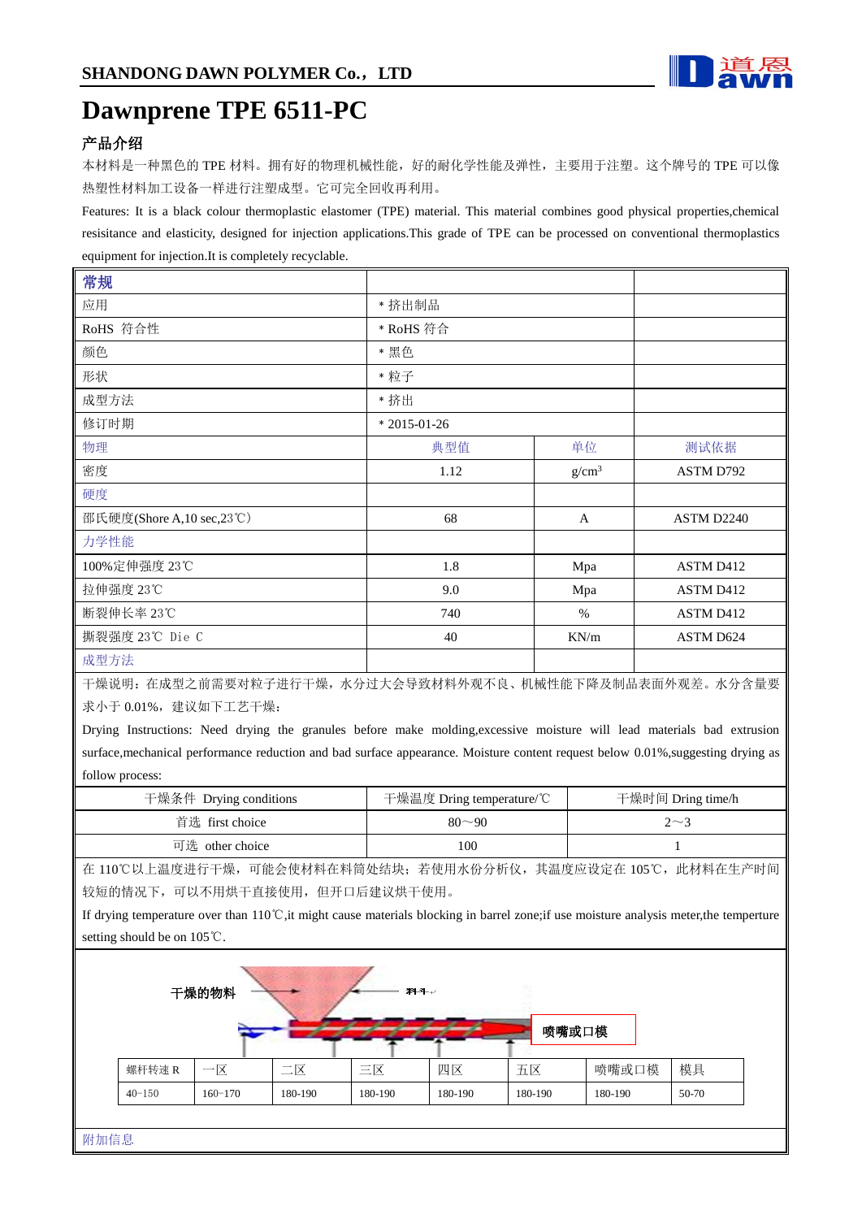SHANDONG DAWN POLYMER Co.，LTD

# Dawnprene TPE 6511-PC

## 产品介绍

本材料是一种黑色的 TPE 材料。拥有好的物理机械性能，好的耐化学性能及弹性，主要用于注塑。这个牌号的 TPE 可以像热塑性材料加工设备一样进行注塑成型。它可完全回收再利用。

Features: It is a black colour thermoplastic elastomer (TPE) material. This material combines good physical properties,chemical resisitance and elasticity, designed for injection applications.This grade of TPE can be processed on conventional thermoplastics equipment for injection.It is completely recyclable.

| | | | |
|---|---|---|---|
| **常规** | | | |
| 应用 | * 挤出制品 | | |
| RoHS 符合性 | * RoHS 符合 | | |
| 颜色 | * 黑色 | | |
| 形状 | * 粒子 | | |
| 成型方法 | * 挤出 | | |
| 修订时期 | * 2015-01-26 | | |
| 物理 | 典型值 | 单位 | 测试依据 |
| 密度 | 1.12 | $g/cm^3$ | ASTM D792 |
| 硬度 | | | |
| 邵氏硬度(Shore A,10 sec,23℃) | 68 | A | ASTM D2240 |
| 力学性能 | | | |
| 100%定伸强度 23℃ | 1.8 | Mpa | ASTM D412 |
| 拉伸强度 23℃ | 9.0 | Mpa | ASTM D412 |
| 断裂伸长率 23℃ | 740 | % | ASTM D412 |
| 撕裂强度 23℃ Die C | 40 | KN/m | ASTM D624 |
| 成型方法 | | | |

干燥说明：在成型之前需要对粒子进行干燥，水分过大会导致材料外观不良、机械性能下降及制品表面外观差。水分含量要求小于 0.01%，建议如下工艺干燥：

Drying Instructions: Need drying the granules before make molding,excessive moisture will lead materials bad extrusion surface,mechanical performance reduction and bad surface appearance. Moisture content request below 0.01%,suggesting drying as follow process:

| 干燥条件 Drying conditions | 干燥温度 Dring temperature/℃ | 干燥时间 Dring time/h |
|---|---|---|
| 首选 first choice | 80～90 | 2～3 |
| 可选 other choice | 100 | 1 |

在 110℃以上温度进行干燥，可能会使材料在料筒处结块；若使用水份分析仪，其温度应设定在 105℃，此材料在生产时间较短的情况下，可以不用烘干直接使用，但开口后建议烘干使用。

If drying temperature over than 110℃,it might cause materials blocking in barrel zone;if use moisture analysis meter,the temperture setting should be on 105℃.

干燥的物料

料斗

喷嘴或口模

| 螺杆转速 R | 一区 | 二区 | 三区 | 四区 | 五区 | 喷嘴或口模 | 模具 |
|---|---|---|---|---|---|---|---|
| 40-150 | 160-170 | 180-190 | 180-190 | 180-190 | 180-190 | 180-190 | 50-70 |

附加信息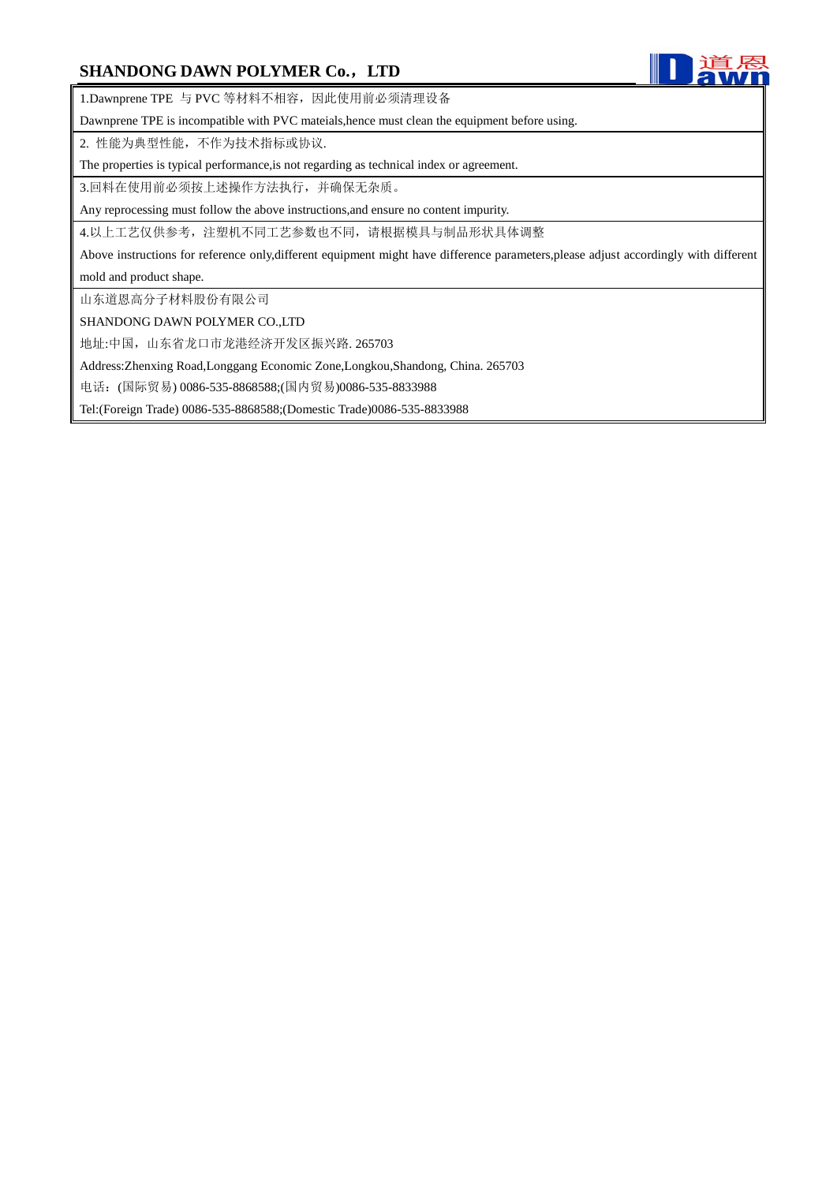**SHANDONG DAWN POLYMER Co.，LTD**

1.Dawnprene TPE 与 PVC 等材料不相容，因此使用前必须清理设备

Dawnprene TPE is incompatible with PVC mateials,hence must clean the equipment before using.

2. 性能为典型性能，不作为技术指标或协议.

The properties is typical performance,is not regarding as technical index or agreement.

3.回料在使用前必须按上述操作方法执行，并确保无杂质。

Any reprocessing must follow the above instructions,and ensure no content impurity.

4.以上工艺仅供参考，注塑机不同工艺参数也不同，请根据模具与制品形状具体调整

Above instructions for reference only,different equipment might have difference parameters,please adjust accordingly with different mold and product shape.

山东道恩高分子材料股份有限公司

SHANDONG DAWN POLYMER CO.,LTD

地址:中国，山东省龙口市龙港经济开发区振兴路. 265703

Address:Zhenxing Road,Longgang Economic Zone,Longkou,Shandong, China. 265703

电话：(国际贸易) 0086-535-8868588;(国内贸易)0086-535-8833988

Tel:(Foreign Trade) 0086-535-8868588;(Domestic Trade)0086-535-8833988